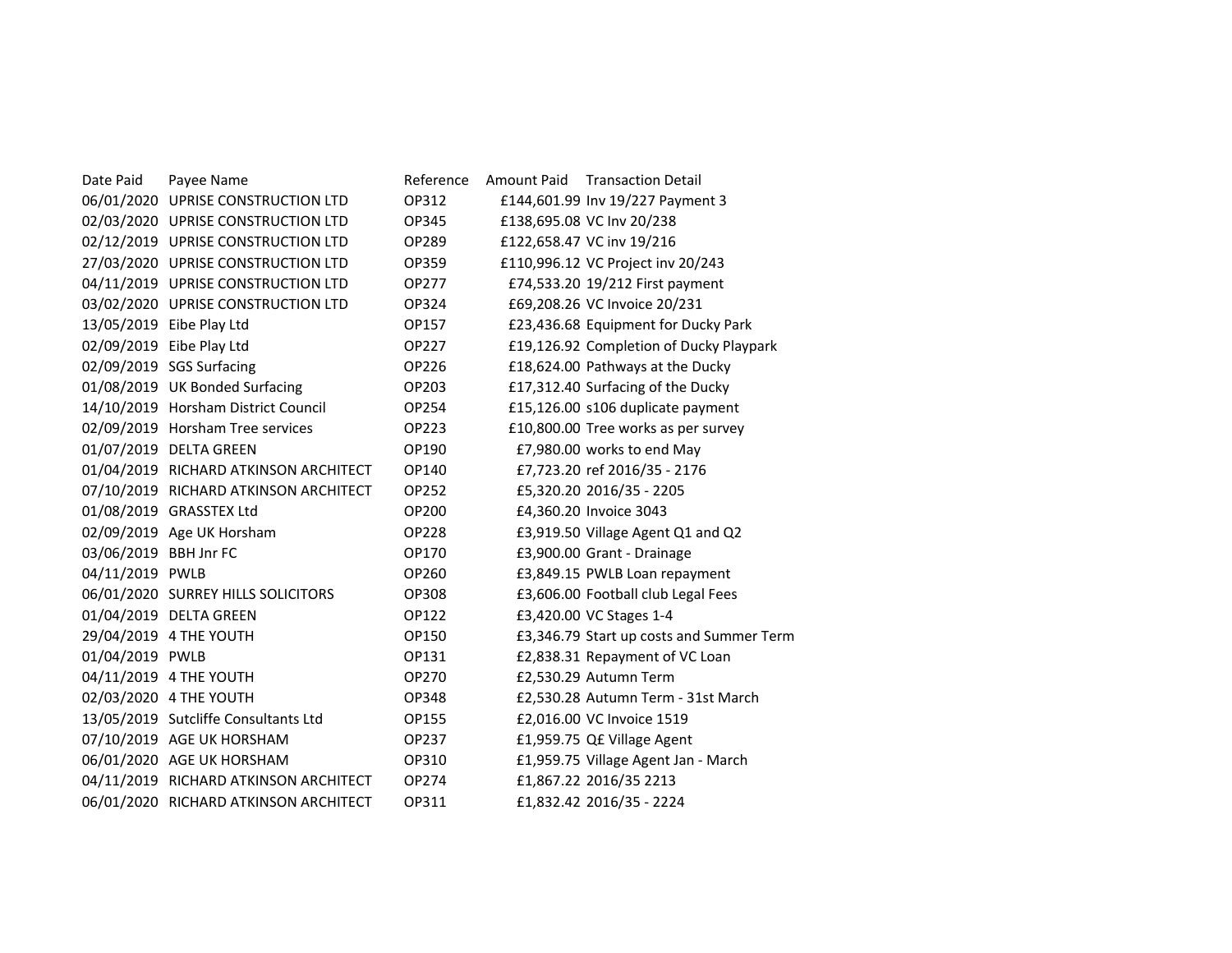| Date Paid | Payee Name | Reference | Amount Paid | Transaction Detail |
|---|---|---|---|---|
| 06/01/2020 | UPRISE CONSTRUCTION LTD | OP312 | £144,601.99 | Inv 19/227 Payment 3 |
| 02/03/2020 | UPRISE CONSTRUCTION LTD | OP345 | £138,695.08 | VC Inv 20/238 |
| 02/12/2019 | UPRISE CONSTRUCTION LTD | OP289 | £122,658.47 | VC inv 19/216 |
| 27/03/2020 | UPRISE CONSTRUCTION LTD | OP359 | £110,996.12 | VC Project inv 20/243 |
| 04/11/2019 | UPRISE CONSTRUCTION LTD | OP277 | £74,533.20 | 19/212 First payment |
| 03/02/2020 | UPRISE CONSTRUCTION LTD | OP324 | £69,208.26 | VC Invoice 20/231 |
| 13/05/2019 | Eibe Play Ltd | OP157 | £23,436.68 | Equipment for Ducky Park |
| 02/09/2019 | Eibe Play Ltd | OP227 | £19,126.92 | Completion of Ducky Playpark |
| 02/09/2019 | SGS Surfacing | OP226 | £18,624.00 | Pathways at the Ducky |
| 01/08/2019 | UK Bonded Surfacing | OP203 | £17,312.40 | Surfacing of the Ducky |
| 14/10/2019 | Horsham District Council | OP254 | £15,126.00 | s106 duplicate payment |
| 02/09/2019 | Horsham Tree services | OP223 | £10,800.00 | Tree works as per survey |
| 01/07/2019 | DELTA GREEN | OP190 | £7,980.00 | works to end May |
| 01/04/2019 | RICHARD ATKINSON ARCHITECT | OP140 | £7,723.20 | ref 2016/35 - 2176 |
| 07/10/2019 | RICHARD ATKINSON ARCHITECT | OP252 | £5,320.20 | 2016/35 - 2205 |
| 01/08/2019 | GRASSTEX Ltd | OP200 | £4,360.20 | Invoice 3043 |
| 02/09/2019 | Age UK Horsham | OP228 | £3,919.50 | Village Agent Q1 and Q2 |
| 03/06/2019 | BBH Jnr FC | OP170 | £3,900.00 | Grant - Drainage |
| 04/11/2019 | PWLB | OP260 | £3,849.15 | PWLB Loan repayment |
| 06/01/2020 | SURREY HILLS SOLICITORS | OP308 | £3,606.00 | Football club Legal Fees |
| 01/04/2019 | DELTA GREEN | OP122 | £3,420.00 | VC Stages 1-4 |
| 29/04/2019 | 4 THE YOUTH | OP150 | £3,346.79 | Start up costs and Summer Term |
| 01/04/2019 | PWLB | OP131 | £2,838.31 | Repayment of VC Loan |
| 04/11/2019 | 4 THE YOUTH | OP270 | £2,530.29 | Autumn Term |
| 02/03/2020 | 4 THE YOUTH | OP348 | £2,530.28 | Autumn Term - 31st March |
| 13/05/2019 | Sutcliffe Consultants Ltd | OP155 | £2,016.00 | VC Invoice 1519 |
| 07/10/2019 | AGE UK HORSHAM | OP237 | £1,959.75 | Q£ Village Agent |
| 06/01/2020 | AGE UK HORSHAM | OP310 | £1,959.75 | Village Agent Jan - March |
| 04/11/2019 | RICHARD ATKINSON ARCHITECT | OP274 | £1,867.22 | 2016/35 2213 |
| 06/01/2020 | RICHARD ATKINSON ARCHITECT | OP311 | £1,832.42 | 2016/35 - 2224 |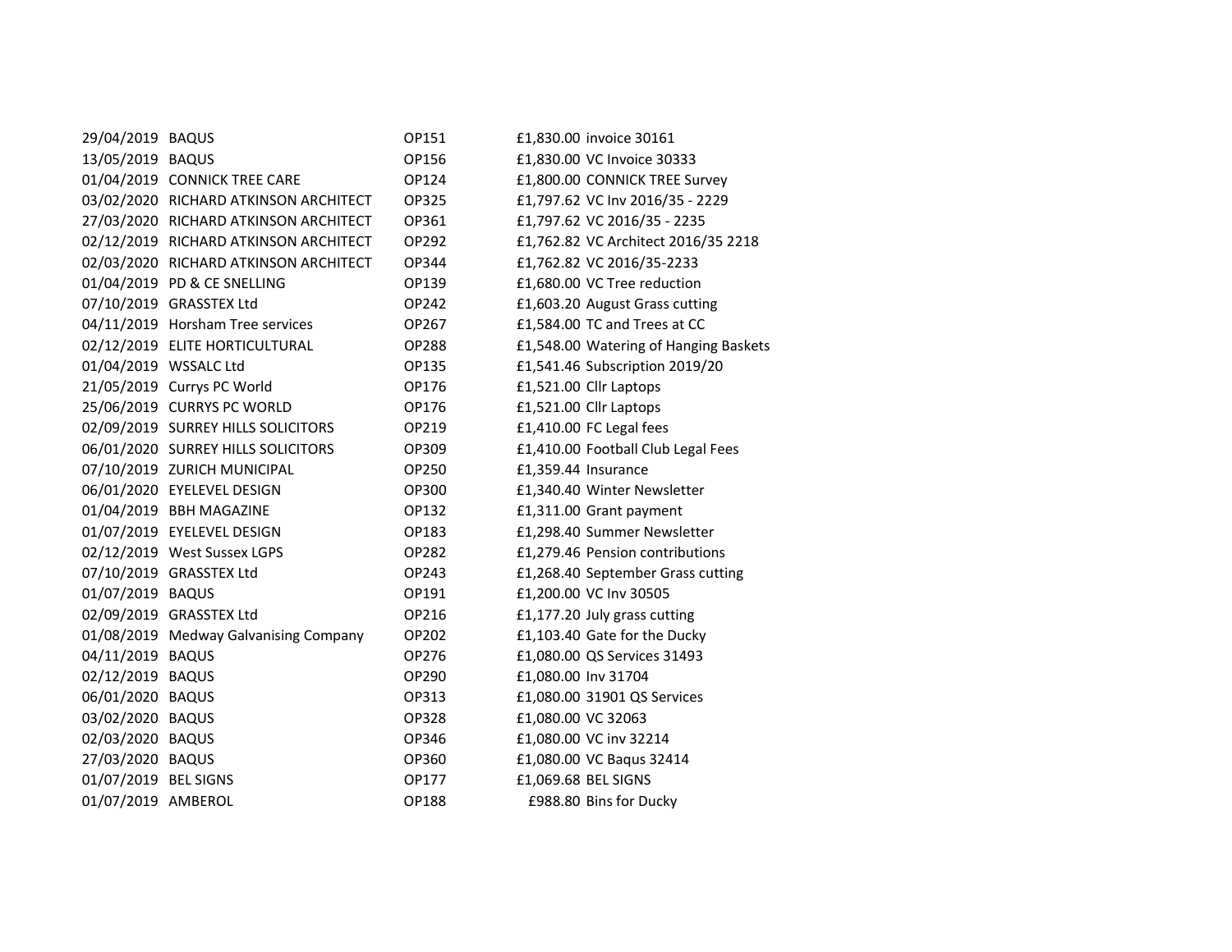| | | | | |
|---|---|---|---|---|
| 29/04/2019 | BAQUS | OP151 | £1,830.00 | invoice 30161 |
| 13/05/2019 | BAQUS | OP156 | £1,830.00 | VC Invoice 30333 |
| 01/04/2019 | CONNICK TREE CARE | OP124 | £1,800.00 | CONNICK TREE Survey |
| 03/02/2020 | RICHARD ATKINSON ARCHITECT | OP325 | £1,797.62 | VC Inv 2016/35 - 2229 |
| 27/03/2020 | RICHARD ATKINSON ARCHITECT | OP361 | £1,797.62 | VC 2016/35 - 2235 |
| 02/12/2019 | RICHARD ATKINSON ARCHITECT | OP292 | £1,762.82 | VC Architect 2016/35 2218 |
| 02/03/2020 | RICHARD ATKINSON ARCHITECT | OP344 | £1,762.82 | VC 2016/35-2233 |
| 01/04/2019 | PD & CE SNELLING | OP139 | £1,680.00 | VC Tree reduction |
| 07/10/2019 | GRASSTEX Ltd | OP242 | £1,603.20 | August Grass cutting |
| 04/11/2019 | Horsham Tree services | OP267 | £1,584.00 | TC and Trees at CC |
| 02/12/2019 | ELITE HORTICULTURAL | OP288 | £1,548.00 | Watering of Hanging Baskets |
| 01/04/2019 | WSSALC Ltd | OP135 | £1,541.46 | Subscription 2019/20 |
| 21/05/2019 | Currys PC World | OP176 | £1,521.00 | Cllr Laptops |
| 25/06/2019 | CURRYS PC WORLD | OP176 | £1,521.00 | Cllr Laptops |
| 02/09/2019 | SURREY HILLS SOLICITORS | OP219 | £1,410.00 | FC Legal fees |
| 06/01/2020 | SURREY HILLS SOLICITORS | OP309 | £1,410.00 | Football Club Legal Fees |
| 07/10/2019 | ZURICH MUNICIPAL | OP250 | £1,359.44 | Insurance |
| 06/01/2020 | EYELEVEL DESIGN | OP300 | £1,340.40 | Winter Newsletter |
| 01/04/2019 | BBH MAGAZINE | OP132 | £1,311.00 | Grant payment |
| 01/07/2019 | EYELEVEL DESIGN | OP183 | £1,298.40 | Summer Newsletter |
| 02/12/2019 | West Sussex LGPS | OP282 | £1,279.46 | Pension contributions |
| 07/10/2019 | GRASSTEX Ltd | OP243 | £1,268.40 | September Grass cutting |
| 01/07/2019 | BAQUS | OP191 | £1,200.00 | VC Inv 30505 |
| 02/09/2019 | GRASSTEX Ltd | OP216 | £1,177.20 | July grass cutting |
| 01/08/2019 | Medway Galvanising Company | OP202 | £1,103.40 | Gate for the Ducky |
| 04/11/2019 | BAQUS | OP276 | £1,080.00 | QS Services 31493 |
| 02/12/2019 | BAQUS | OP290 | £1,080.00 | Inv 31704 |
| 06/01/2020 | BAQUS | OP313 | £1,080.00 | 31901 QS Services |
| 03/02/2020 | BAQUS | OP328 | £1,080.00 | VC 32063 |
| 02/03/2020 | BAQUS | OP346 | £1,080.00 | VC inv 32214 |
| 27/03/2020 | BAQUS | OP360 | £1,080.00 | VC Baqus 32414 |
| 01/07/2019 | BEL SIGNS | OP177 | £1,069.68 | BEL SIGNS |
| 01/07/2019 | AMBEROL | OP188 | £988.80 | Bins for Ducky |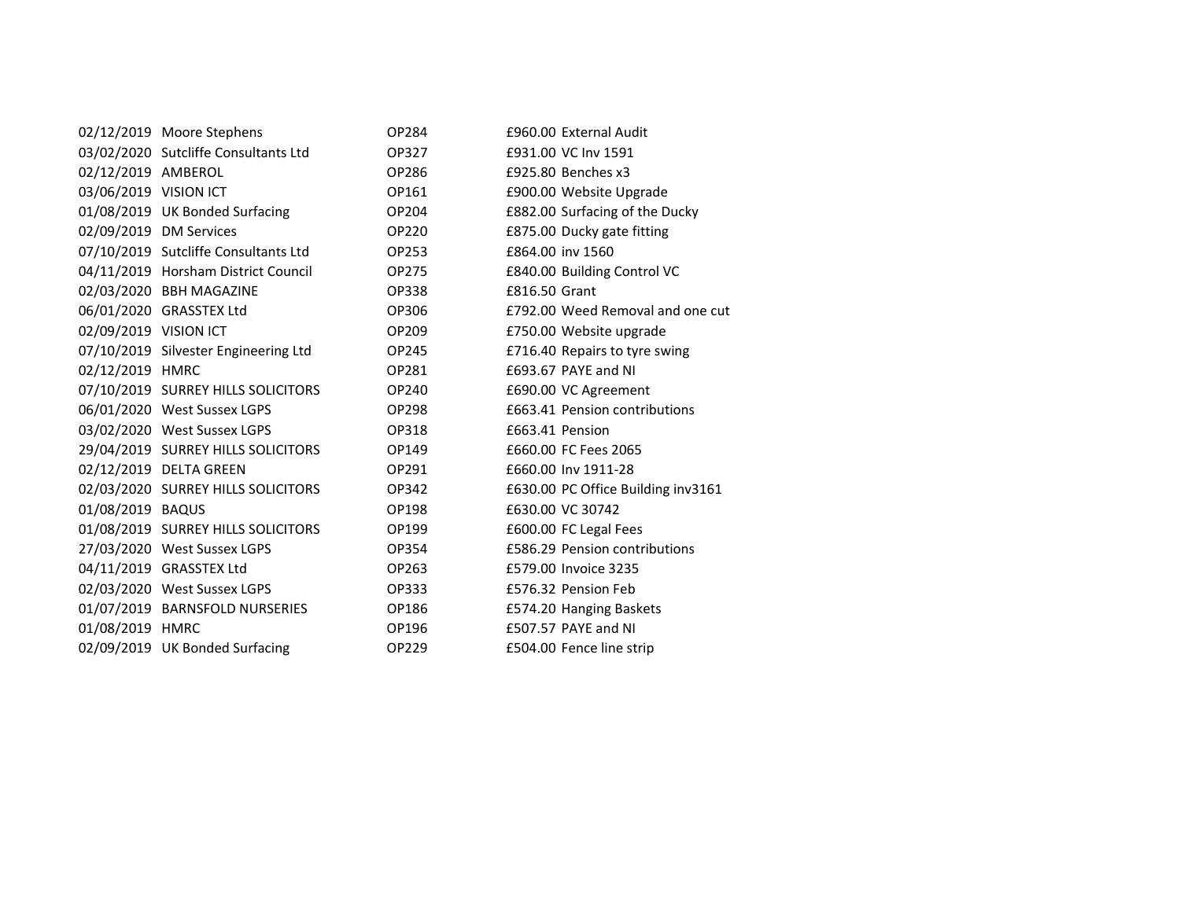| | | | | |
|---|---|---|---|---|
| 02/12/2019 | Moore Stephens | OP284 | £960.00 | External Audit |
| 03/02/2020 | Sutcliffe Consultants Ltd | OP327 | £931.00 | VC Inv 1591 |
| 02/12/2019 | AMBEROL | OP286 | £925.80 | Benches x3 |
| 03/06/2019 | VISION ICT | OP161 | £900.00 | Website Upgrade |
| 01/08/2019 | UK Bonded Surfacing | OP204 | £882.00 | Surfacing of the Ducky |
| 02/09/2019 | DM Services | OP220 | £875.00 | Ducky gate fitting |
| 07/10/2019 | Sutcliffe Consultants Ltd | OP253 | £864.00 | inv 1560 |
| 04/11/2019 | Horsham District Council | OP275 | £840.00 | Building Control VC |
| 02/03/2020 | BBH MAGAZINE | OP338 | £816.50 | Grant |
| 06/01/2020 | GRASSTEX Ltd | OP306 | £792.00 | Weed Removal and one cut |
| 02/09/2019 | VISION ICT | OP209 | £750.00 | Website upgrade |
| 07/10/2019 | Silvester Engineering Ltd | OP245 | £716.40 | Repairs to tyre swing |
| 02/12/2019 | HMRC | OP281 | £693.67 | PAYE and NI |
| 07/10/2019 | SURREY HILLS SOLICITORS | OP240 | £690.00 | VC Agreement |
| 06/01/2020 | West Sussex LGPS | OP298 | £663.41 | Pension contributions |
| 03/02/2020 | West Sussex LGPS | OP318 | £663.41 | Pension |
| 29/04/2019 | SURREY HILLS SOLICITORS | OP149 | £660.00 | FC Fees 2065 |
| 02/12/2019 | DELTA GREEN | OP291 | £660.00 | Inv 1911-28 |
| 02/03/2020 | SURREY HILLS SOLICITORS | OP342 | £630.00 | PC Office Building inv3161 |
| 01/08/2019 | BAQUS | OP198 | £630.00 | VC 30742 |
| 01/08/2019 | SURREY HILLS SOLICITORS | OP199 | £600.00 | FC Legal Fees |
| 27/03/2020 | West Sussex LGPS | OP354 | £586.29 | Pension contributions |
| 04/11/2019 | GRASSTEX Ltd | OP263 | £579.00 | Invoice 3235 |
| 02/03/2020 | West Sussex LGPS | OP333 | £576.32 | Pension Feb |
| 01/07/2019 | BARNSFOLD NURSERIES | OP186 | £574.20 | Hanging Baskets |
| 01/08/2019 | HMRC | OP196 | £507.57 | PAYE and NI |
| 02/09/2019 | UK Bonded Surfacing | OP229 | £504.00 | Fence line strip |